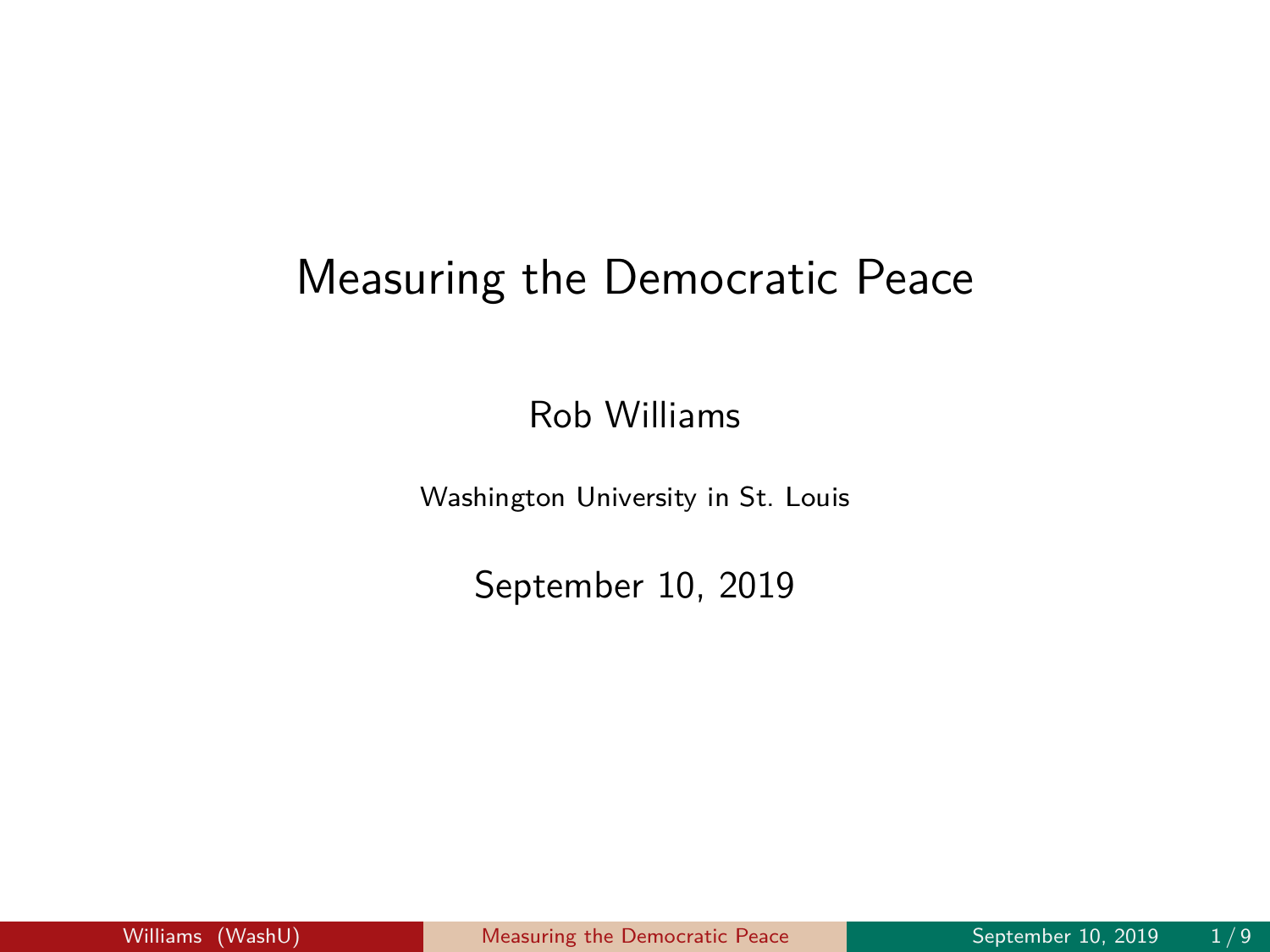# Measuring the Democratic Peace

Rob Williams

Washington University in St. Louis

September 10, 2019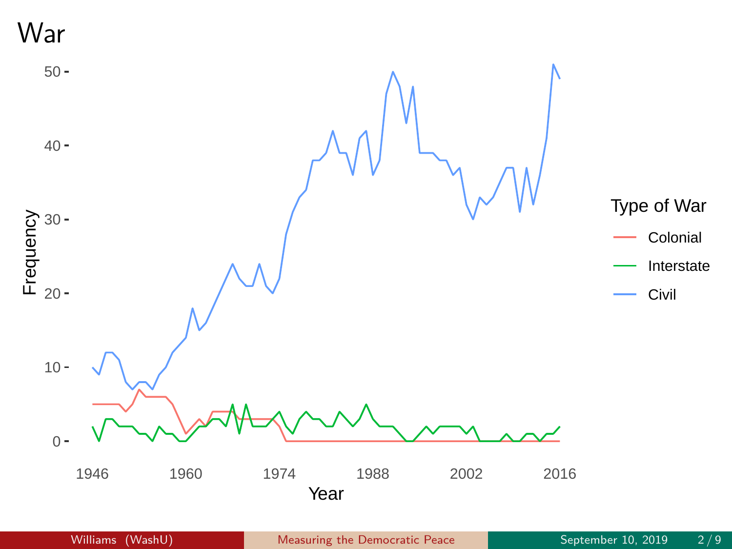# War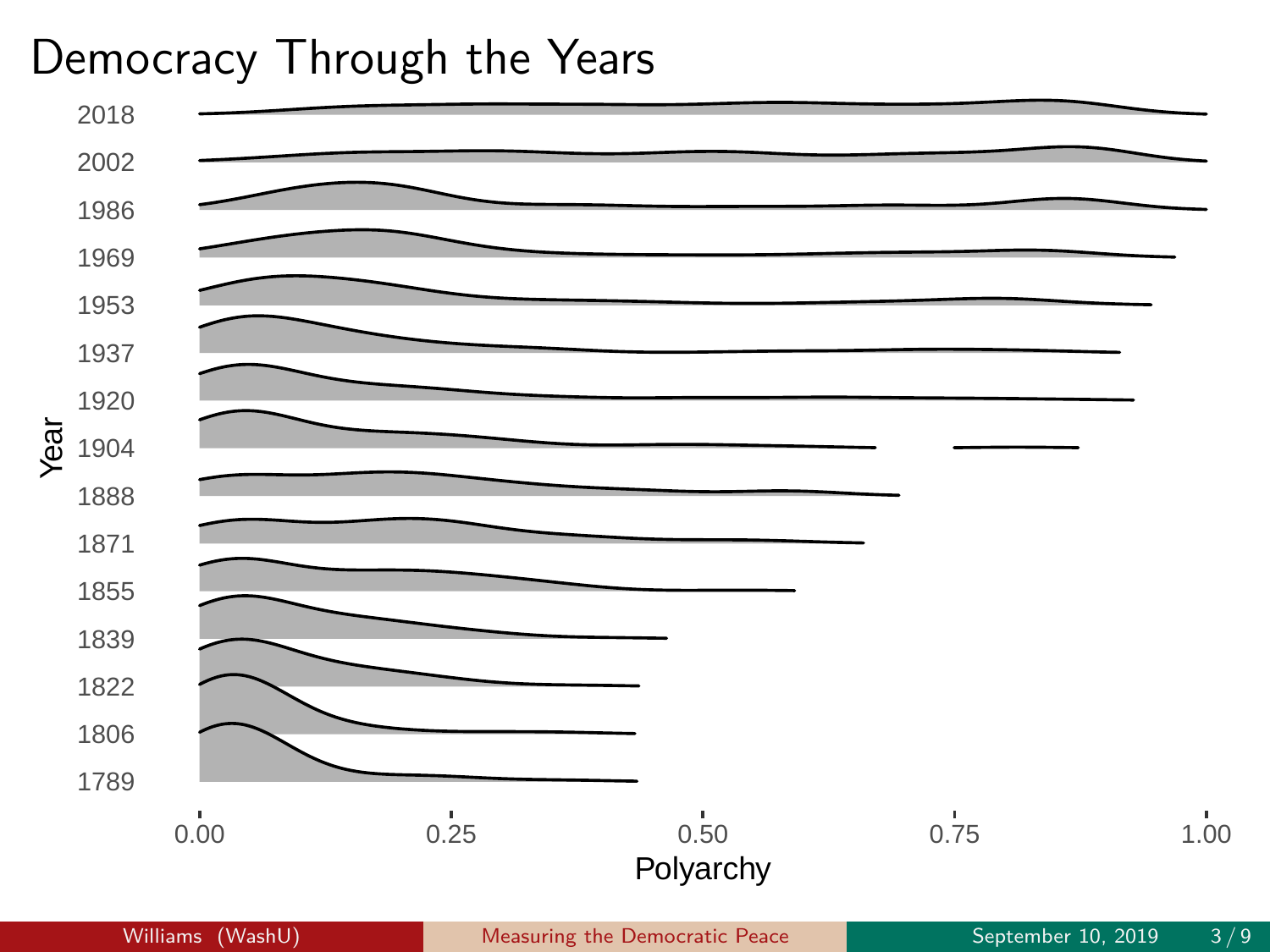# Democracy Through the Years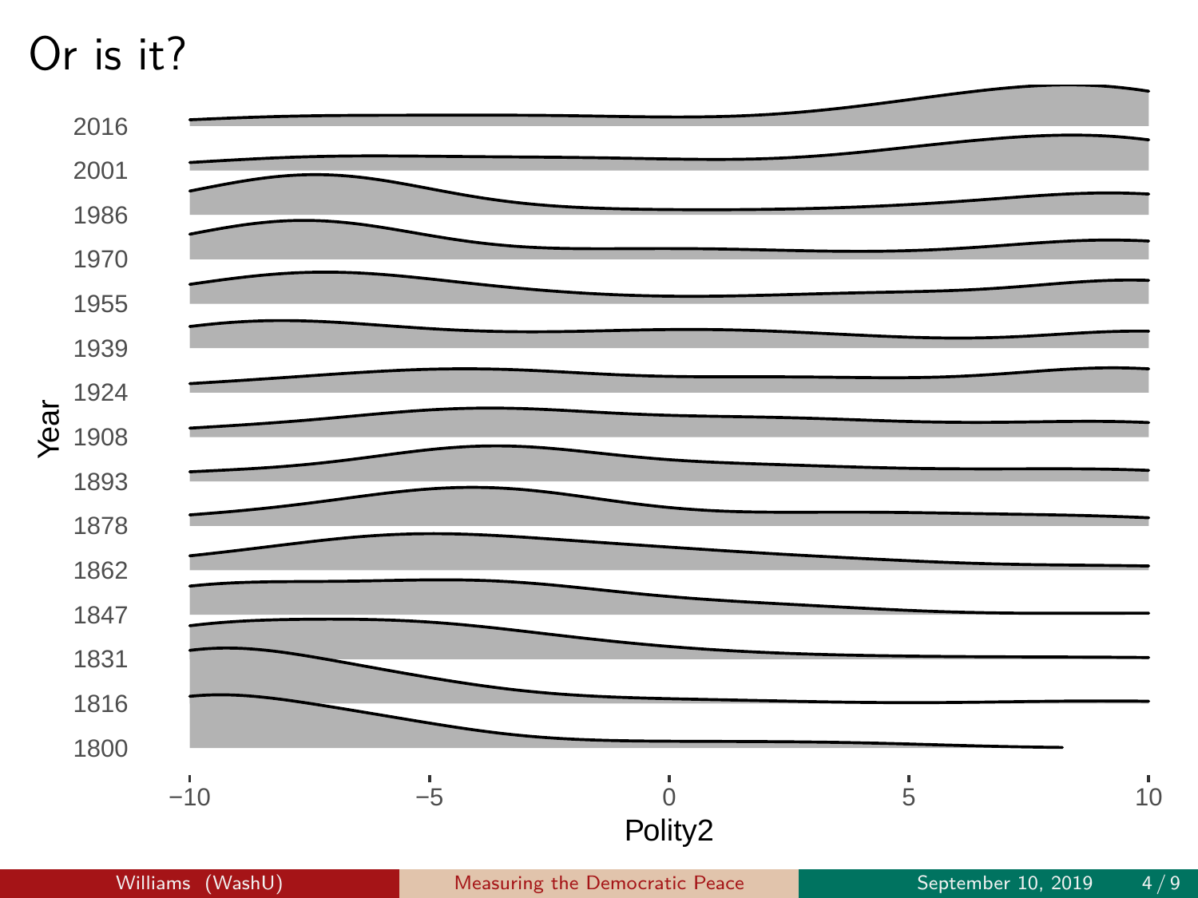# Or is it?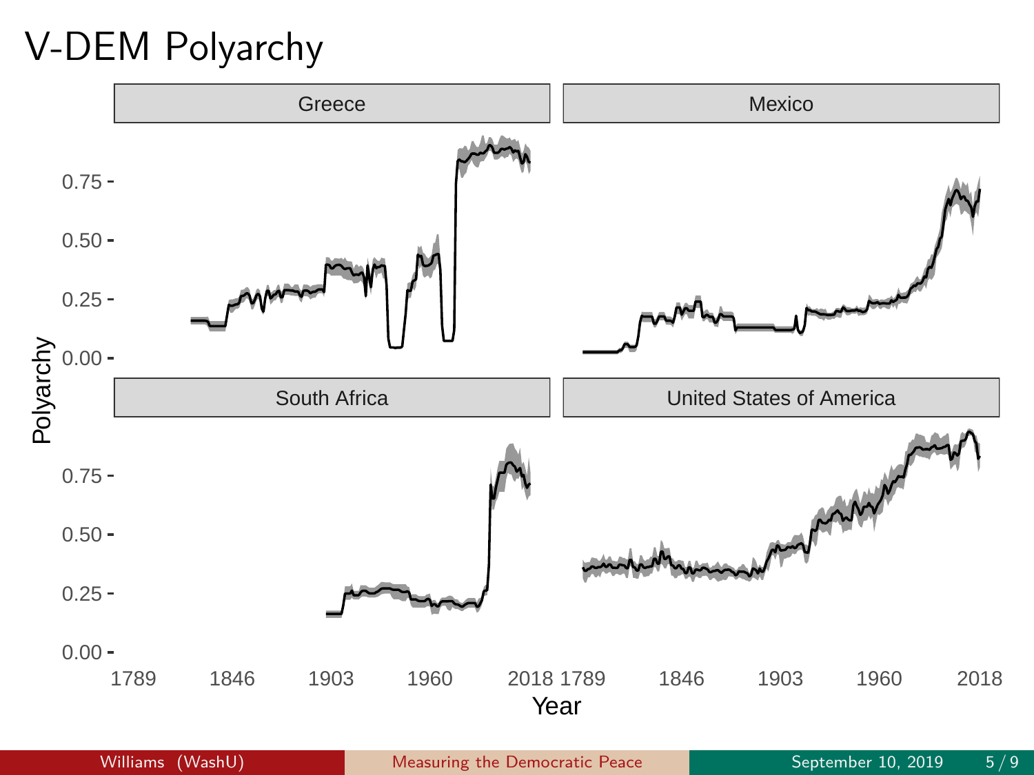# V-DEM Polyarchy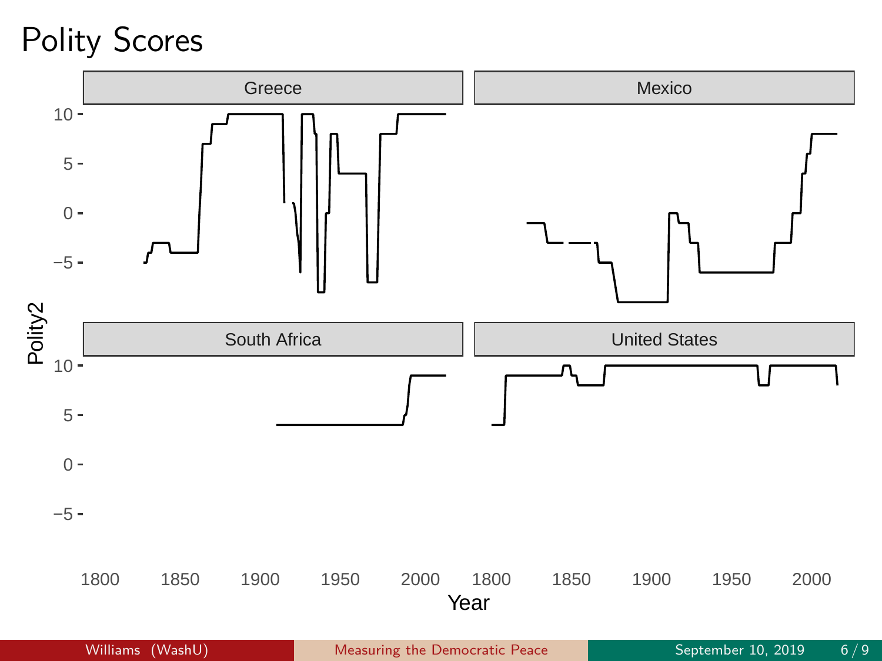# Polity Scores

Greece

Mexico

South Africa

United States

Polity2

10
5
0
−5

1800 1850 1900 1950 2000

Year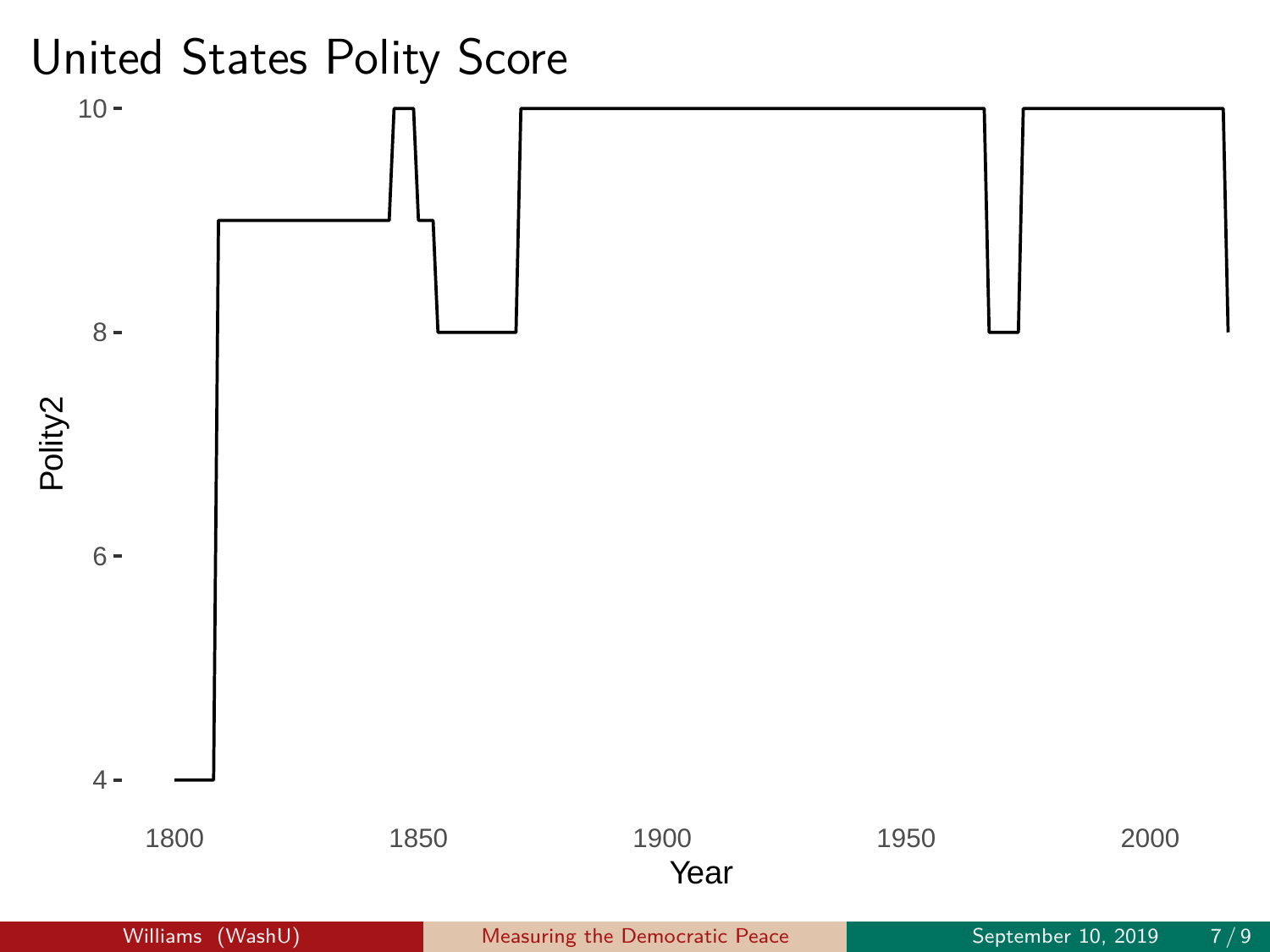# United States Polity Score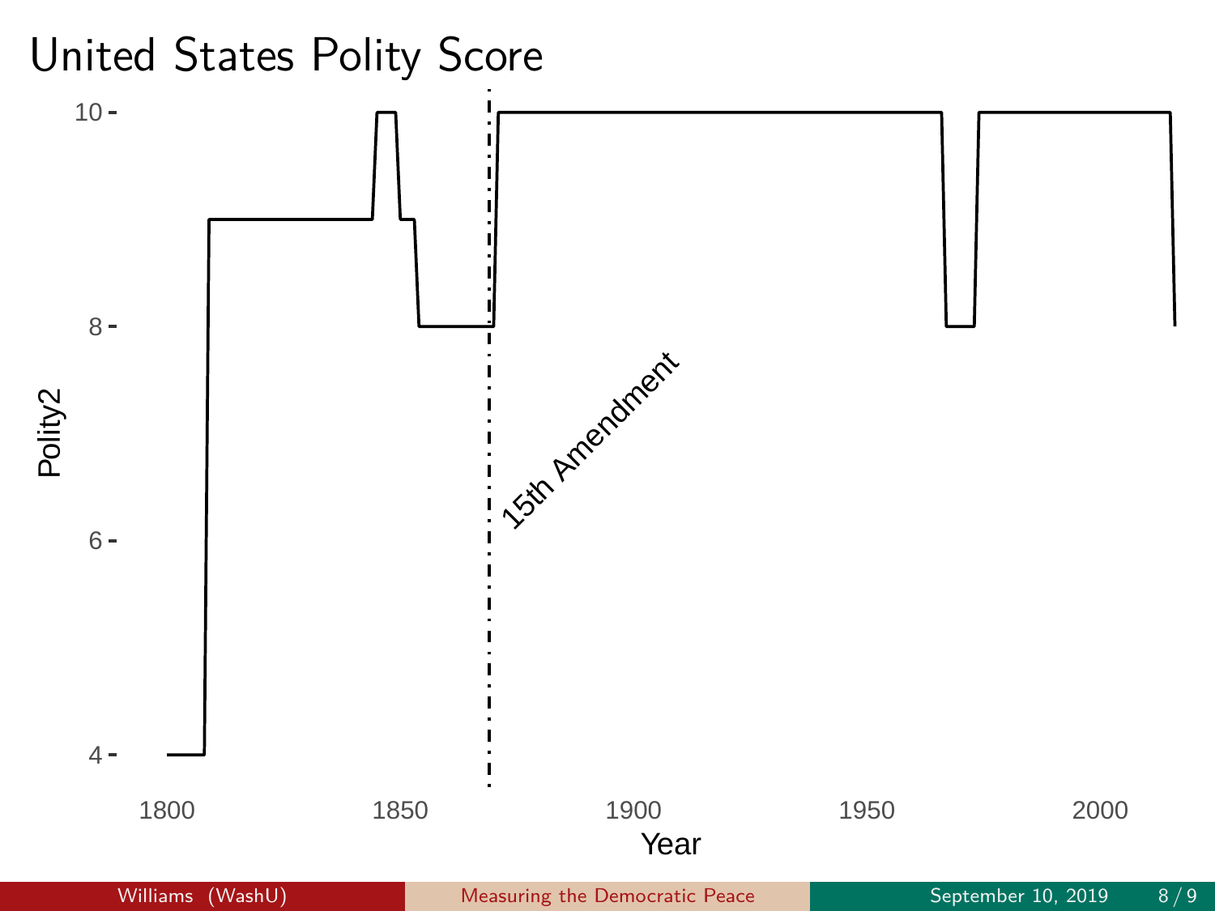# United States Polity Score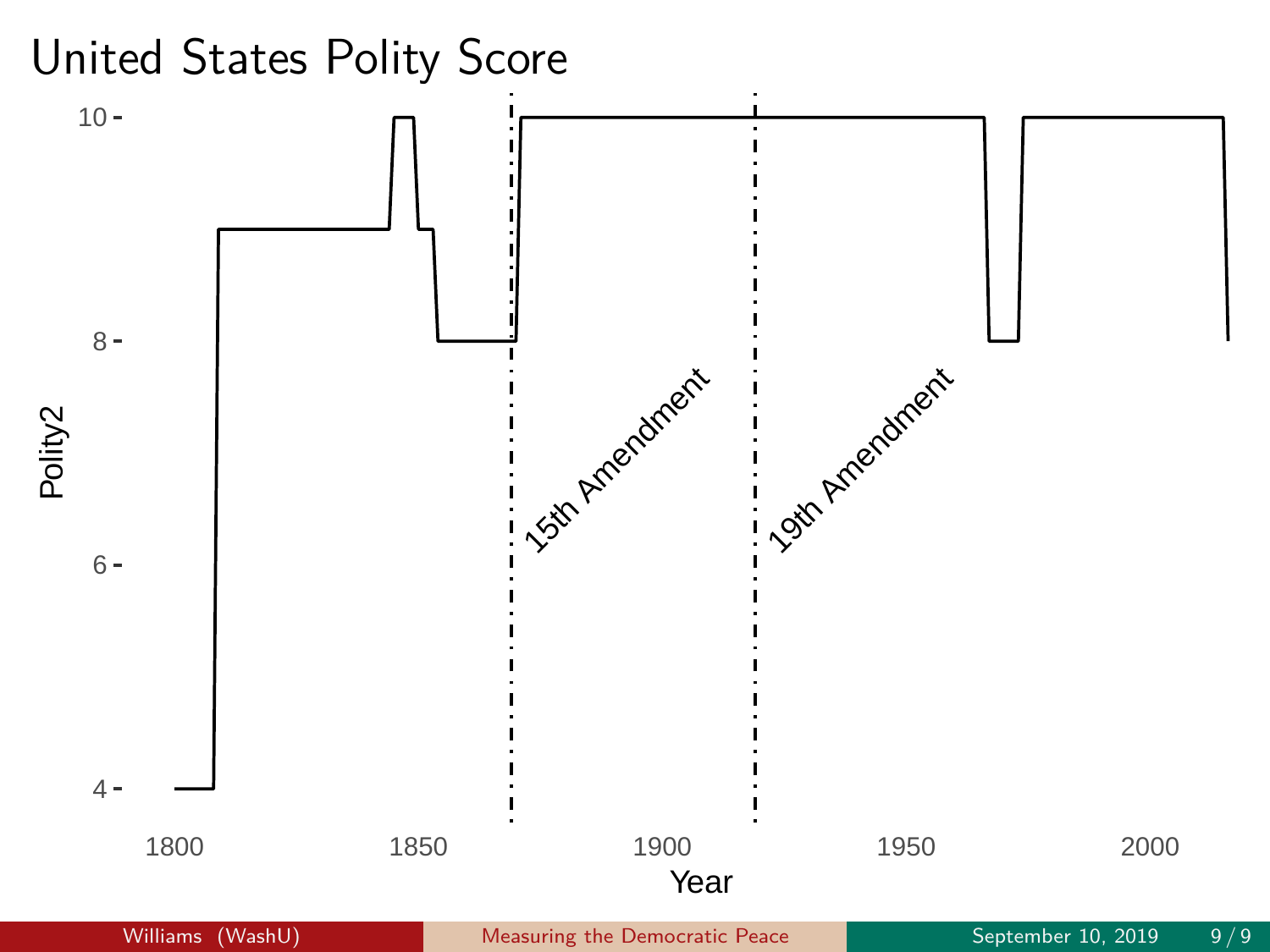# United States Polity Score

Polity2

10

8

6

4

1800

1850

1900

1950

2000

Year

15th Amendment

19th Amendment